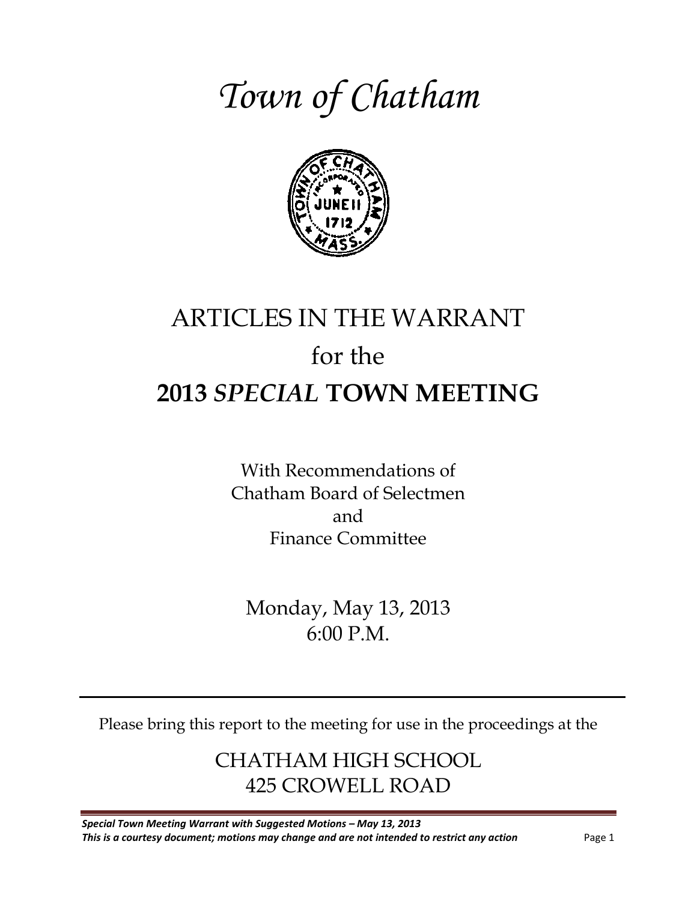# *Town of Chatham*

# ARTICLES IN THE WARRANT
## for the
## **2013 *SPECIAL* TOWN MEETING**

With Recommendations of
Chatham Board of Selectmen
and
Finance Committee

Monday, May 13, 2013
6:00 P.M.

---

Please bring this report to the meeting for use in the proceedings at the

CHATHAM HIGH SCHOOL
425 CROWELL ROAD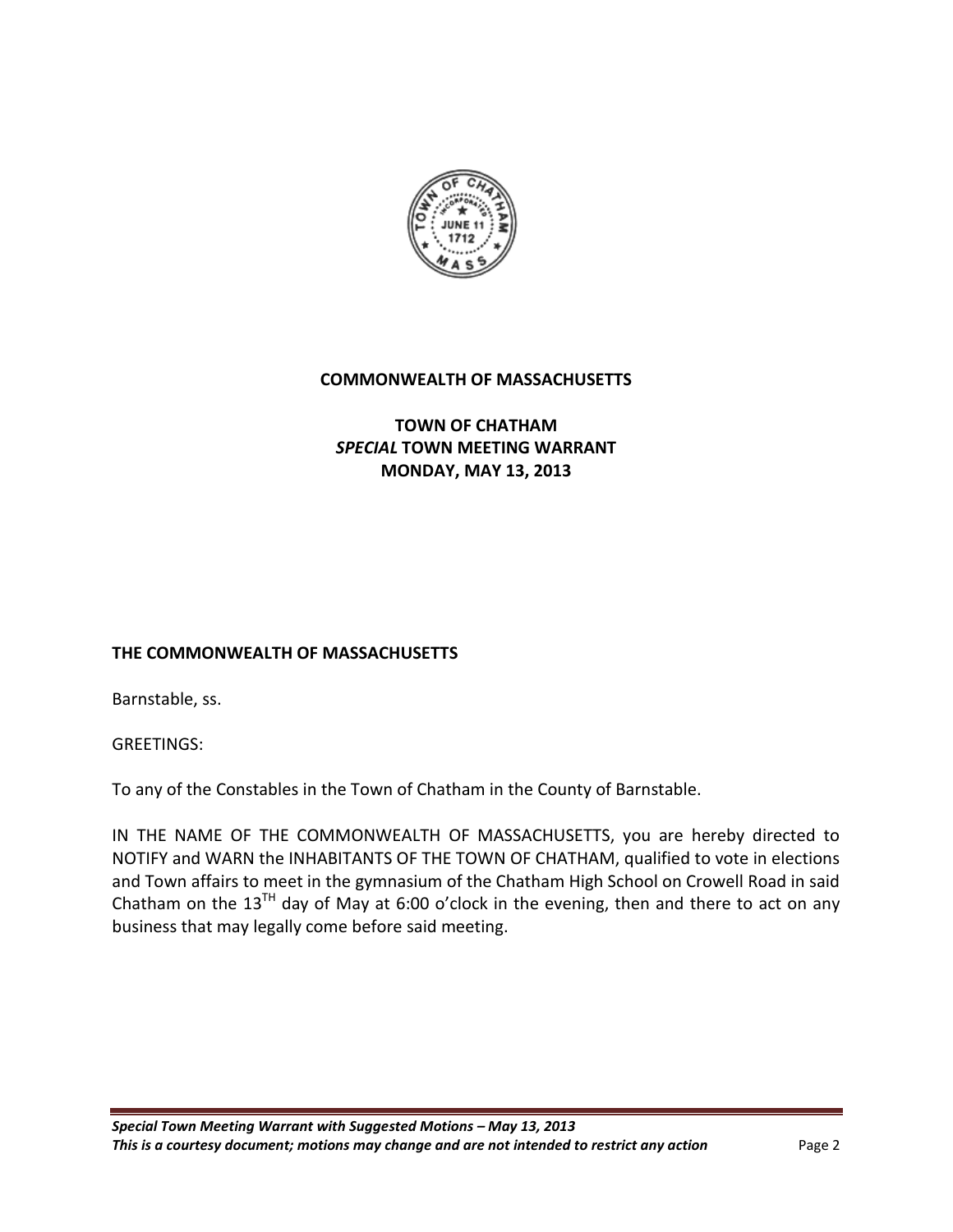**COMMONWEALTH OF MASSACHUSETTS**

**TOWN OF CHATHAM**
***SPECIAL* TOWN MEETING WARRANT**
**MONDAY, MAY 13, 2013**

**THE COMMONWEALTH OF MASSACHUSETTS**

Barnstable, ss.

GREETINGS:

To any of the Constables in the Town of Chatham in the County of Barnstable.

IN THE NAME OF THE COMMONWEALTH OF MASSACHUSETTS, you are hereby directed to NOTIFY and WARN the INHABITANTS OF THE TOWN OF CHATHAM, qualified to vote in elections and Town affairs to meet in the gymnasium of the Chatham High School on Crowell Road in said Chatham on the 13TH day of May at 6:00 o'clock in the evening, then and there to act on any business that may legally come before said meeting.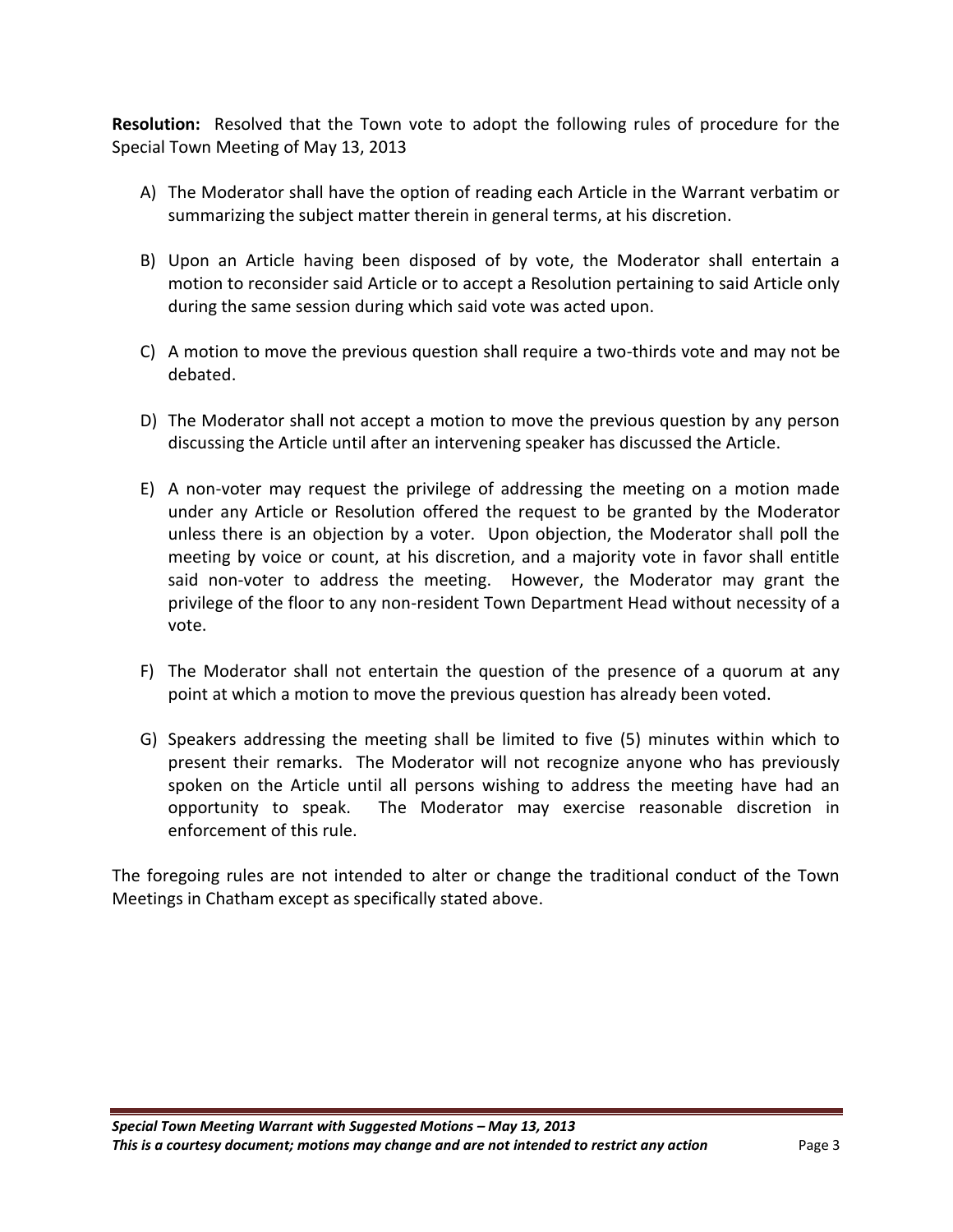**Resolution:** Resolved that the Town vote to adopt the following rules of procedure for the Special Town Meeting of May 13, 2013

A) The Moderator shall have the option of reading each Article in the Warrant verbatim or summarizing the subject matter therein in general terms, at his discretion.

B) Upon an Article having been disposed of by vote, the Moderator shall entertain a motion to reconsider said Article or to accept a Resolution pertaining to said Article only during the same session during which said vote was acted upon.

C) A motion to move the previous question shall require a two-thirds vote and may not be debated.

D) The Moderator shall not accept a motion to move the previous question by any person discussing the Article until after an intervening speaker has discussed the Article.

E) A non-voter may request the privilege of addressing the meeting on a motion made under any Article or Resolution offered the request to be granted by the Moderator unless there is an objection by a voter. Upon objection, the Moderator shall poll the meeting by voice or count, at his discretion, and a majority vote in favor shall entitle said non-voter to address the meeting. However, the Moderator may grant the privilege of the floor to any non-resident Town Department Head without necessity of a vote.

F) The Moderator shall not entertain the question of the presence of a quorum at any point at which a motion to move the previous question has already been voted.

G) Speakers addressing the meeting shall be limited to five (5) minutes within which to present their remarks. The Moderator will not recognize anyone who has previously spoken on the Article until all persons wishing to address the meeting have had an opportunity to speak. The Moderator may exercise reasonable discretion in enforcement of this rule.

The foregoing rules are not intended to alter or change the traditional conduct of the Town Meetings in Chatham except as specifically stated above.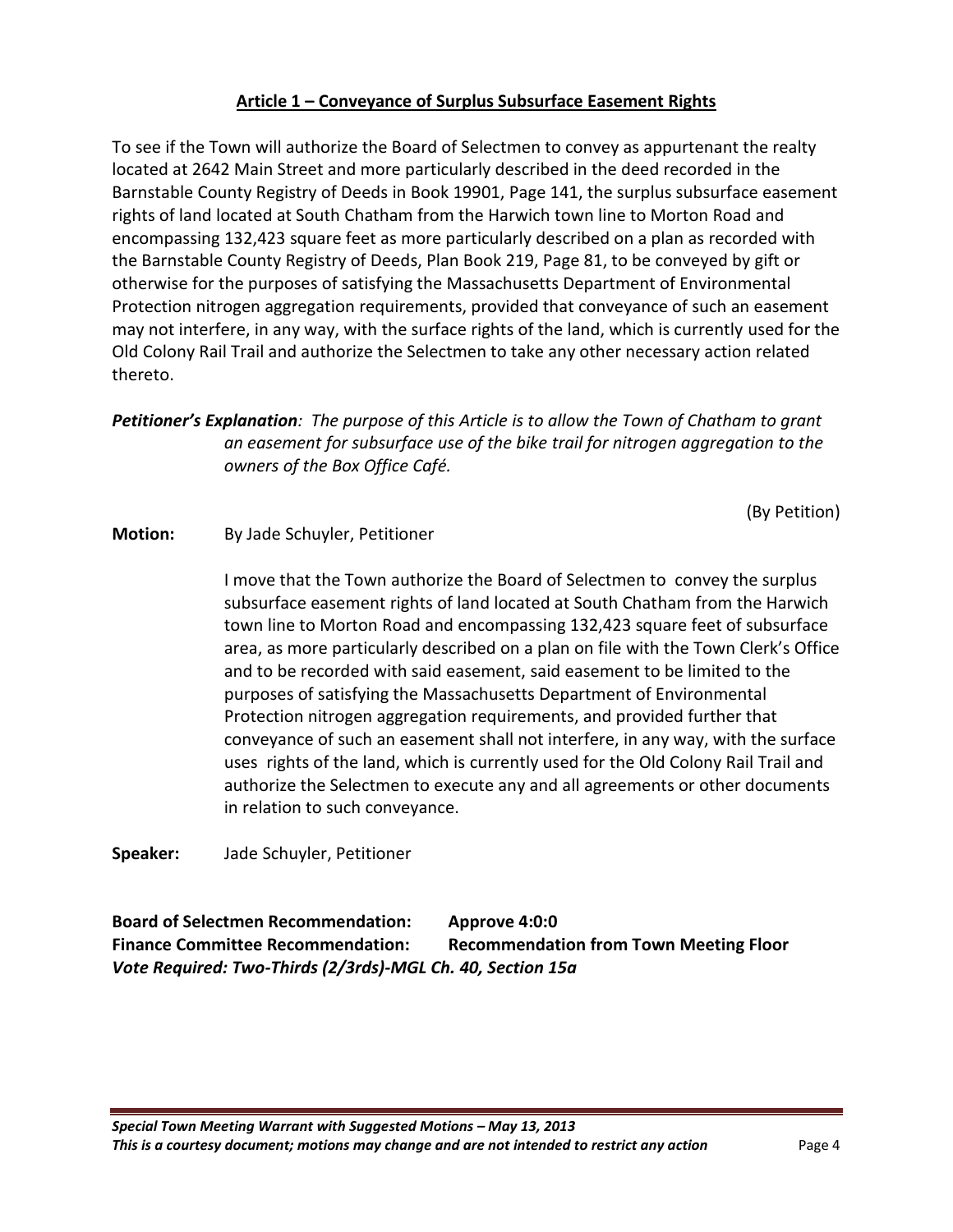## Article 1 – Conveyance of Surplus Subsurface Easement Rights

To see if the Town will authorize the Board of Selectmen to convey as appurtenant the realty located at 2642 Main Street and more particularly described in the deed recorded in the Barnstable County Registry of Deeds in Book 19901, Page 141, the surplus subsurface easement rights of land located at South Chatham from the Harwich town line to Morton Road and encompassing 132,423 square feet as more particularly described on a plan as recorded with the Barnstable County Registry of Deeds, Plan Book 219, Page 81, to be conveyed by gift or otherwise for the purposes of satisfying the Massachusetts Department of Environmental Protection nitrogen aggregation requirements, provided that conveyance of such an easement may not interfere, in any way, with the surface rights of the land, which is currently used for the Old Colony Rail Trail and authorize the Selectmen to take any other necessary action related thereto.

***Petitioner's Explanation****: The purpose of this Article is to allow the Town of Chatham to grant an easement for subsurface use of the bike trail for nitrogen aggregation to the owners of the Box Office Café.*

(By Petition)

**Motion:** By Jade Schuyler, Petitioner

I move that the Town authorize the Board of Selectmen to convey the surplus subsurface easement rights of land located at South Chatham from the Harwich town line to Morton Road and encompassing 132,423 square feet of subsurface area, as more particularly described on a plan on file with the Town Clerk's Office and to be recorded with said easement, said easement to be limited to the purposes of satisfying the Massachusetts Department of Environmental Protection nitrogen aggregation requirements, and provided further that conveyance of such an easement shall not interfere, in any way, with the surface uses rights of the land, which is currently used for the Old Colony Rail Trail and authorize the Selectmen to execute any and all agreements or other documents in relation to such conveyance.

**Speaker:** Jade Schuyler, Petitioner

**Board of Selectmen Recommendation:** **Approve 4:0:0**
**Finance Committee Recommendation:** **Recommendation from Town Meeting Floor**
***Vote Required: Two-Thirds (2/3rds)-MGL Ch. 40, Section 15a***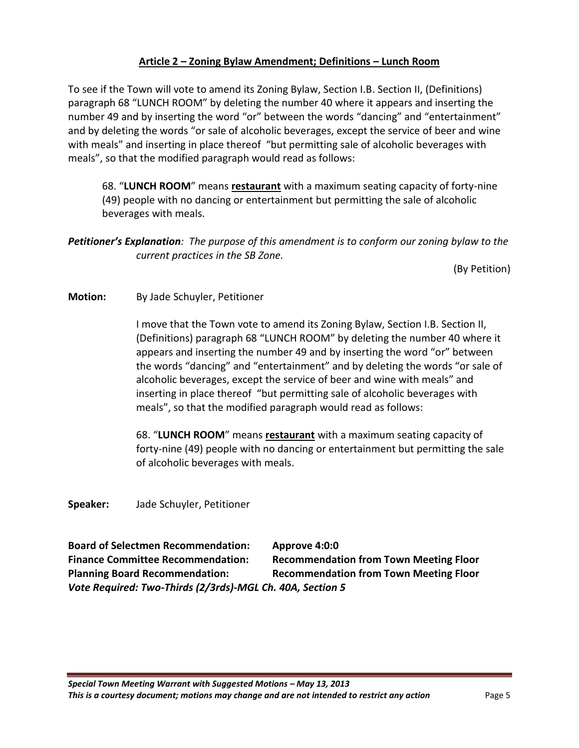## Article 2 – Zoning Bylaw Amendment; Definitions – Lunch Room

To see if the Town will vote to amend its Zoning Bylaw, Section I.B. Section II, (Definitions) paragraph 68 "LUNCH ROOM" by deleting the number 40 where it appears and inserting the number 49 and by inserting the word "or" between the words "dancing" and "entertainment" and by deleting the words "or sale of alcoholic beverages, except the service of beer and wine with meals" and inserting in place thereof "but permitting sale of alcoholic beverages with meals", so that the modified paragraph would read as follows:

> 68. "**LUNCH ROOM**" means **restaurant** with a maximum seating capacity of forty-nine (49) people with no dancing or entertainment but permitting the sale of alcoholic beverages with meals.

***Petitioner's Explanation**: The purpose of this amendment is to conform our zoning bylaw to the current practices in the SB Zone.*

(By Petition)

**Motion:** By Jade Schuyler, Petitioner

I move that the Town vote to amend its Zoning Bylaw, Section I.B. Section II, (Definitions) paragraph 68 "LUNCH ROOM" by deleting the number 40 where it appears and inserting the number 49 and by inserting the word "or" between the words "dancing" and "entertainment" and by deleting the words "or sale of alcoholic beverages, except the service of beer and wine with meals" and inserting in place thereof "but permitting sale of alcoholic beverages with meals", so that the modified paragraph would read as follows:

> 68. "**LUNCH ROOM**" means **restaurant** with a maximum seating capacity of forty-nine (49) people with no dancing or entertainment but permitting the sale of alcoholic beverages with meals.

**Speaker:** Jade Schuyler, Petitioner

**Board of Selectmen Recommendation:** **Approve 4:0:0**
**Finance Committee Recommendation:** **Recommendation from Town Meeting Floor**
**Planning Board Recommendation:** **Recommendation from Town Meeting Floor**
***Vote Required: Two-Thirds (2/3rds)-MGL Ch. 40A, Section 5***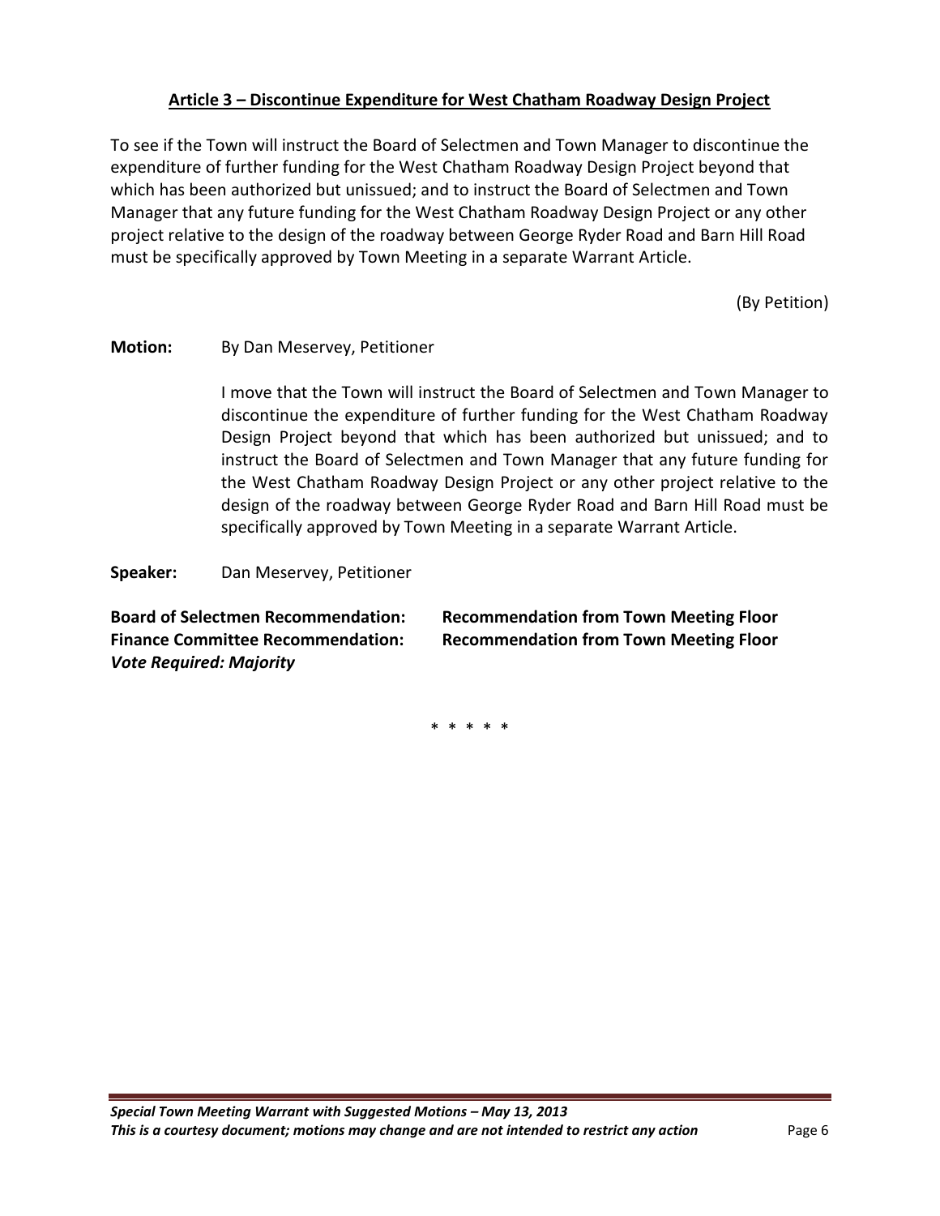## Article 3 – Discontinue Expenditure for West Chatham Roadway Design Project

To see if the Town will instruct the Board of Selectmen and Town Manager to discontinue the expenditure of further funding for the West Chatham Roadway Design Project beyond that which has been authorized but unissued; and to instruct the Board of Selectmen and Town Manager that any future funding for the West Chatham Roadway Design Project or any other project relative to the design of the roadway between George Ryder Road and Barn Hill Road must be specifically approved by Town Meeting in a separate Warrant Article.

(By Petition)

**Motion:** By Dan Meservey, Petitioner

I move that the Town will instruct the Board of Selectmen and Town Manager to discontinue the expenditure of further funding for the West Chatham Roadway Design Project beyond that which has been authorized but unissued; and to instruct the Board of Selectmen and Town Manager that any future funding for the West Chatham Roadway Design Project or any other project relative to the design of the roadway between George Ryder Road and Barn Hill Road must be specifically approved by Town Meeting in a separate Warrant Article.

**Speaker:** Dan Meservey, Petitioner

**Board of Selectmen Recommendation:** **Recommendation from Town Meeting Floor**
**Finance Committee Recommendation:** **Recommendation from Town Meeting Floor**
***Vote Required: Majority***

\* \* \* \* \*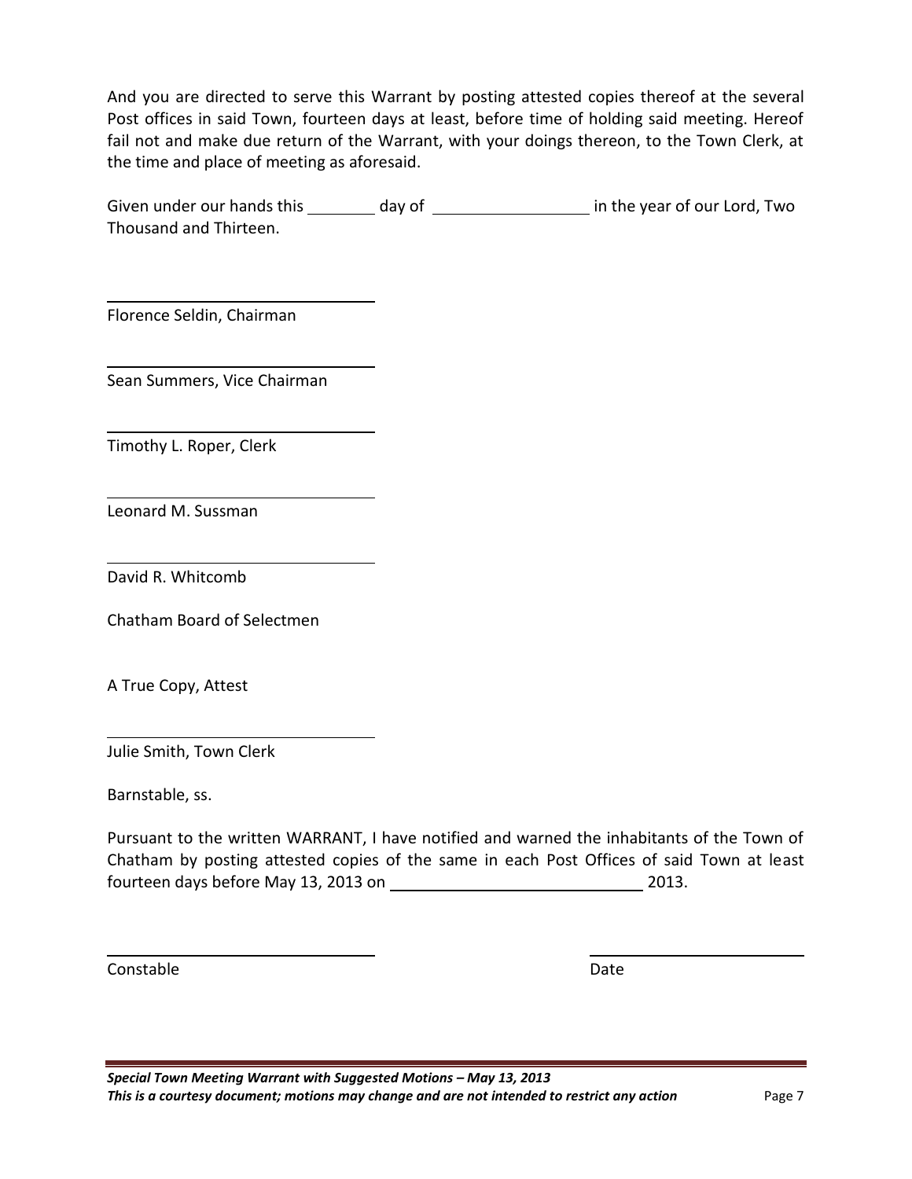And you are directed to serve this Warrant by posting attested copies thereof at the several Post offices in said Town, fourteen days at least, before time of holding said meeting. Hereof fail not and make due return of the Warrant, with your doings thereon, to the Town Clerk, at the time and place of meeting as aforesaid.

Given under our hands this ________ day of __________________ in the year of our Lord, Two Thousand and Thirteen.

\_\_\_\_\_\_\_\_\_\_\_\_\_\_\_\_\_\_\_\_\_\_\_\_\_\_\_\_\_\_

Florence Seldin, Chairman

\_\_\_\_\_\_\_\_\_\_\_\_\_\_\_\_\_\_\_\_\_\_\_\_\_\_\_\_\_\_

Sean Summers, Vice Chairman

\_\_\_\_\_\_\_\_\_\_\_\_\_\_\_\_\_\_\_\_\_\_\_\_\_\_\_\_\_\_

Timothy L. Roper, Clerk

\_\_\_\_\_\_\_\_\_\_\_\_\_\_\_\_\_\_\_\_\_\_\_\_\_\_\_\_\_\_

Leonard M. Sussman

\_\_\_\_\_\_\_\_\_\_\_\_\_\_\_\_\_\_\_\_\_\_\_\_\_\_\_\_\_\_

David R. Whitcomb

Chatham Board of Selectmen

A True Copy, Attest

\_\_\_\_\_\_\_\_\_\_\_\_\_\_\_\_\_\_\_\_\_\_\_\_\_\_\_\_\_\_

Julie Smith, Town Clerk

Barnstable, ss.

Pursuant to the written WARRANT, I have notified and warned the inhabitants of the Town of Chatham by posting attested copies of the same in each Post Offices of said Town at least fourteen days before May 13, 2013 on ______________________________ 2013.

\_\_\_\_\_\_\_\_\_\_\_\_\_\_\_\_\_\_\_\_\_\_\_\_\_\_\_\_\_\_ \_\_\_\_\_\_\_\_\_\_\_\_\_\_\_\_\_\_\_\_\_\_\_\_\_\_\_\_\_\_

Constable Date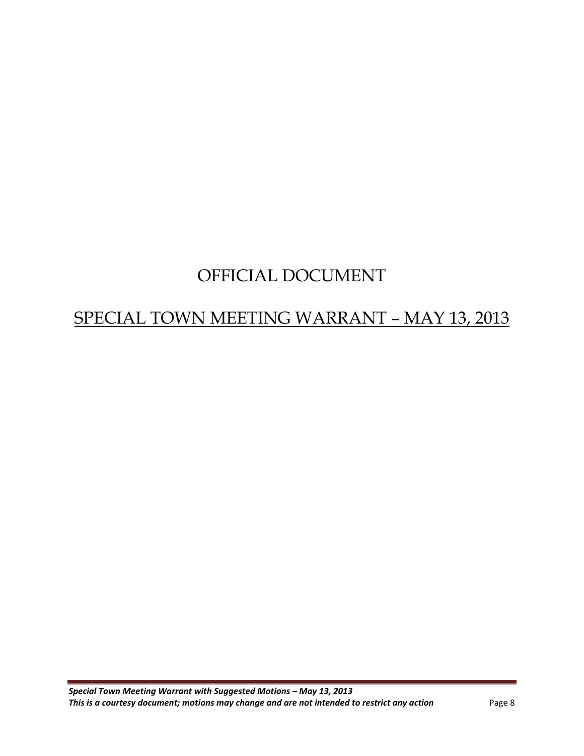# OFFICIAL DOCUMENT

# <u>SPECIAL TOWN MEETING WARRANT – MAY 13, 2013</u>